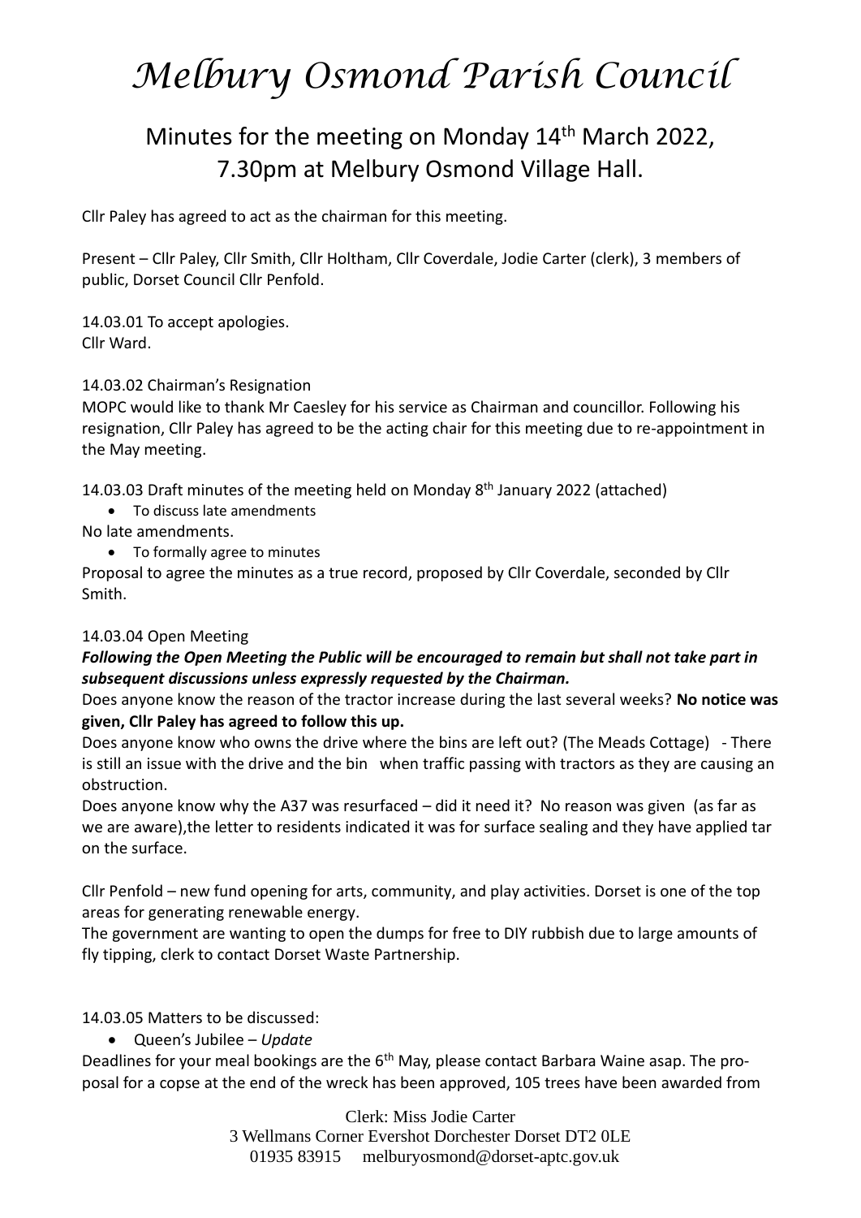# *Melbury Osmond Parish Council*

## Minutes for the meeting on Monday 14th March 2022, 7.30pm at Melbury Osmond Village Hall.

Cllr Paley has agreed to act as the chairman for this meeting.

Present – Cllr Paley, Cllr Smith, Cllr Holtham, Cllr Coverdale, Jodie Carter (clerk), 3 members of public, Dorset Council Cllr Penfold.

14.03.01 To accept apologies.
Cllr Ward.

14.03.02 Chairman's Resignation
MOPC would like to thank Mr Caesley for his service as Chairman and councillor. Following his resignation, Cllr Paley has agreed to be the acting chair for this meeting due to re-appointment in the May meeting.

14.03.03 Draft minutes of the meeting held on Monday 8th January 2022 (attached)

- To discuss late amendments

No late amendments.

- To formally agree to minutes

Proposal to agree the minutes as a true record, proposed by Cllr Coverdale, seconded by Cllr Smith.

14.03.04 Open Meeting
***Following the Open Meeting the Public will be encouraged to remain but shall not take part in subsequent discussions unless expressly requested by the Chairman.***

Does anyone know the reason of the tractor increase during the last several weeks? **No notice was given, Cllr Paley has agreed to follow this up.**

Does anyone know who owns the drive where the bins are left out? (The Meads Cottage) - There is still an issue with the drive and the bin when traffic passing with tractors as they are causing an obstruction.

Does anyone know why the A37 was resurfaced – did it need it? No reason was given (as far as we are aware),the letter to residents indicated it was for surface sealing and they have applied tar on the surface.

Cllr Penfold – new fund opening for arts, community, and play activities. Dorset is one of the top areas for generating renewable energy.
The government are wanting to open the dumps for free to DIY rubbish due to large amounts of fly tipping, clerk to contact Dorset Waste Partnership.

14.03.05 Matters to be discussed:

- Queen's Jubilee – *Update*

Deadlines for your meal bookings are the 6th May, please contact Barbara Waine asap. The proposal for a copse at the end of the wreck has been approved, 105 trees have been awarded from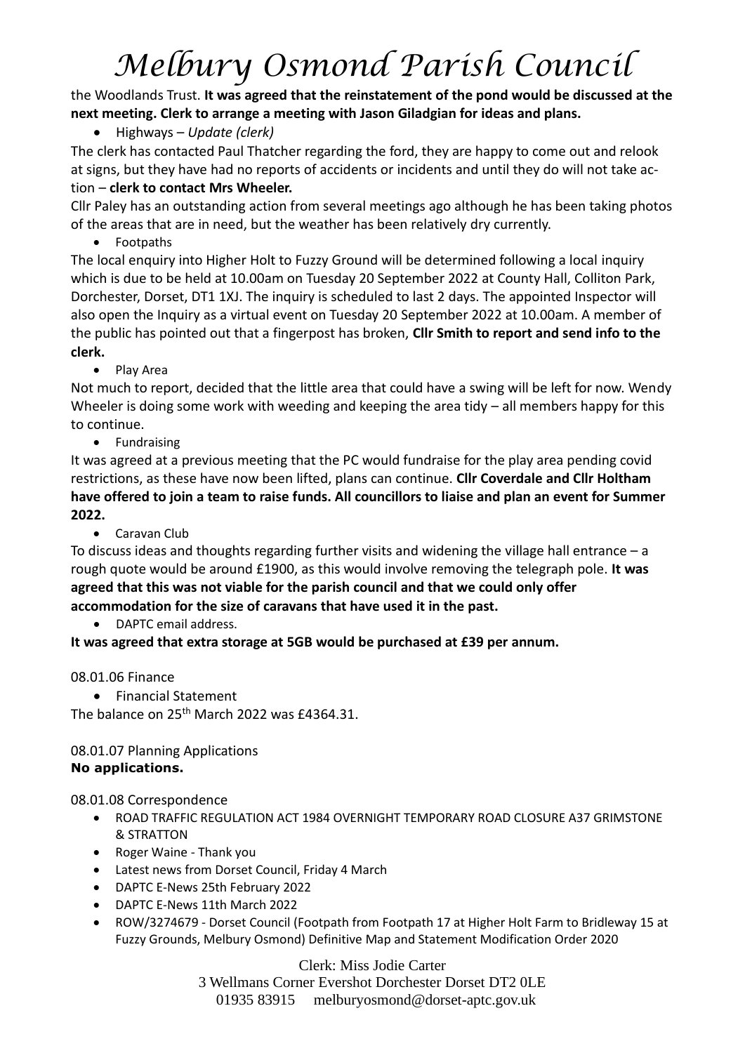the Woodlands Trust. **It was agreed that the reinstatement of the pond would be discussed at the next meeting. Clerk to arrange a meeting with Jason Giladgian for ideas and plans.**

- Highways – *Update (clerk)*

The clerk has contacted Paul Thatcher regarding the ford, they are happy to come out and relook at signs, but they have had no reports of accidents or incidents and until they do will not take action – **clerk to contact Mrs Wheeler.**

Cllr Paley has an outstanding action from several meetings ago although he has been taking photos of the areas that are in need, but the weather has been relatively dry currently.

- Footpaths

The local enquiry into Higher Holt to Fuzzy Ground will be determined following a local inquiry which is due to be held at 10.00am on Tuesday 20 September 2022 at County Hall, Colliton Park, Dorchester, Dorset, DT1 1XJ. The inquiry is scheduled to last 2 days. The appointed Inspector will also open the Inquiry as a virtual event on Tuesday 20 September 2022 at 10.00am. A member of the public has pointed out that a fingerpost has broken, **Cllr Smith to report and send info to the clerk.**

- Play Area

Not much to report, decided that the little area that could have a swing will be left for now. Wendy Wheeler is doing some work with weeding and keeping the area tidy – all members happy for this to continue.

- Fundraising

It was agreed at a previous meeting that the PC would fundraise for the play area pending covid restrictions, as these have now been lifted, plans can continue. **Cllr Coverdale and Cllr Holtham have offered to join a team to raise funds. All councillors to liaise and plan an event for Summer 2022.**

- Caravan Club

To discuss ideas and thoughts regarding further visits and widening the village hall entrance – a rough quote would be around £1900, as this would involve removing the telegraph pole. **It was agreed that this was not viable for the parish council and that we could only offer accommodation for the size of caravans that have used it in the past.**

- DAPTC email address.

**It was agreed that extra storage at 5GB would be purchased at £39 per annum.**

08.01.06 Finance

- Financial Statement

The balance on 25th March 2022 was £4364.31.

08.01.07 Planning Applications

**No applications.**

08.01.08 Correspondence

- ROAD TRAFFIC REGULATION ACT 1984 OVERNIGHT TEMPORARY ROAD CLOSURE A37 GRIMSTONE & STRATTON
- Roger Waine - Thank you
- Latest news from Dorset Council, Friday 4 March
- DAPTC E-News 25th February 2022
- DAPTC E-News 11th March 2022
- ROW/3274679 - Dorset Council (Footpath from Footpath 17 at Higher Holt Farm to Bridleway 15 at Fuzzy Grounds, Melbury Osmond) Definitive Map and Statement Modification Order 2020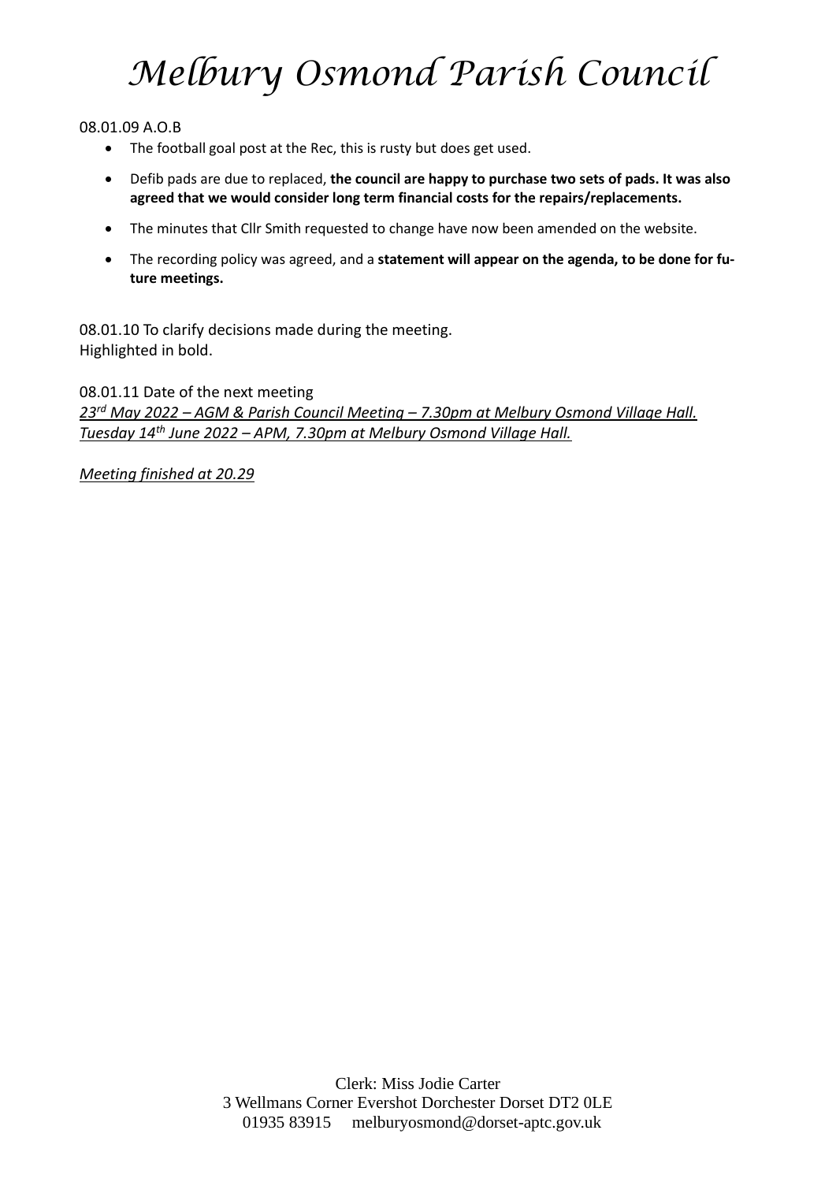08.01.09 A.O.B

- The football goal post at the Rec, this is rusty but does get used.
- Defib pads are due to replaced, **the council are happy to purchase two sets of pads. It was also agreed that we would consider long term financial costs for the repairs/replacements.**
- The minutes that Cllr Smith requested to change have now been amended on the website.
- The recording policy was agreed, and a **statement will appear on the agenda, to be done for future meetings.**

08.01.10 To clarify decisions made during the meeting.
Highlighted in bold.

08.01.11 Date of the next meeting
*23rd May 2022 – AGM & Parish Council Meeting – 7.30pm at Melbury Osmond Village Hall.*
*Tuesday 14th June 2022 – APM, 7.30pm at Melbury Osmond Village Hall.*

*Meeting finished at 20.29*

Clerk: Miss Jodie Carter
3 Wellmans Corner Evershot Dorchester Dorset DT2 0LE
01935 83915 melburyosmond@dorset-aptc.gov.uk